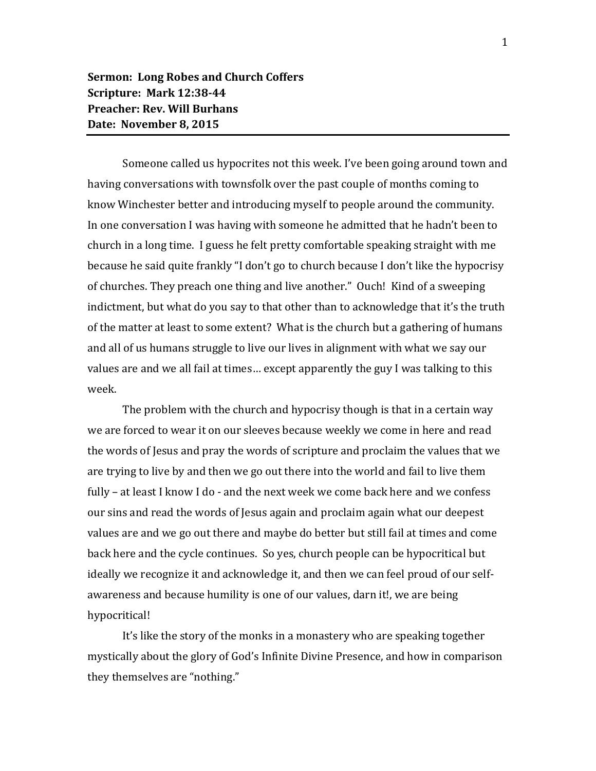**Sermon: Long Robes and Church Coffers**
**Scripture: Mark 12:38-44**
**Preacher: Rev. Will Burhans**
**Date: November 8, 2015**

---

Someone called us hypocrites not this week. I've been going around town and having conversations with townsfolk over the past couple of months coming to know Winchester better and introducing myself to people around the community. In one conversation I was having with someone he admitted that he hadn't been to church in a long time. I guess he felt pretty comfortable speaking straight with me because he said quite frankly "I don't go to church because I don't like the hypocrisy of churches. They preach one thing and live another." Ouch! Kind of a sweeping indictment, but what do you say to that other than to acknowledge that it's the truth of the matter at least to some extent? What is the church but a gathering of humans and all of us humans struggle to live our lives in alignment with what we say our values are and we all fail at times… except apparently the guy I was talking to this week.

The problem with the church and hypocrisy though is that in a certain way we are forced to wear it on our sleeves because weekly we come in here and read the words of Jesus and pray the words of scripture and proclaim the values that we are trying to live by and then we go out there into the world and fail to live them fully – at least I know I do - and the next week we come back here and we confess our sins and read the words of Jesus again and proclaim again what our deepest values are and we go out there and maybe do better but still fail at times and come back here and the cycle continues. So yes, church people can be hypocritical but ideally we recognize it and acknowledge it, and then we can feel proud of our self-awareness and because humility is one of our values, darn it!, we are being hypocritical!

It's like the story of the monks in a monastery who are speaking together mystically about the glory of God's Infinite Divine Presence, and how in comparison they themselves are "nothing."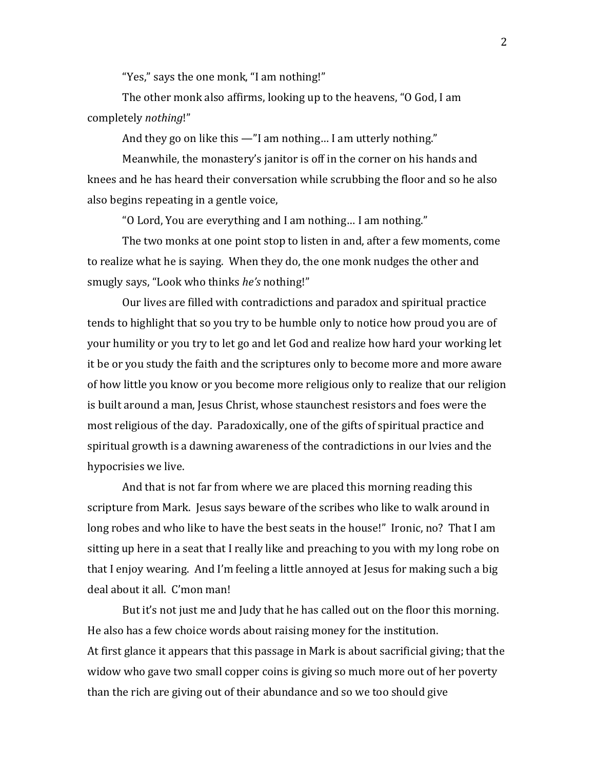"Yes," says the one monk, "I am nothing!"

The other monk also affirms, looking up to the heavens, "O God, I am completely *nothing*!"

And they go on like this —"I am nothing… I am utterly nothing."

Meanwhile, the monastery's janitor is off in the corner on his hands and knees and he has heard their conversation while scrubbing the floor and so he also also begins repeating in a gentle voice,

"O Lord, You are everything and I am nothing… I am nothing."

The two monks at one point stop to listen in and, after a few moments, come to realize what he is saying. When they do, the one monk nudges the other and smugly says, "Look who thinks *he's* nothing!"

Our lives are filled with contradictions and paradox and spiritual practice tends to highlight that so you try to be humble only to notice how proud you are of your humility or you try to let go and let God and realize how hard your working let it be or you study the faith and the scriptures only to become more and more aware of how little you know or you become more religious only to realize that our religion is built around a man, Jesus Christ, whose staunchest resistors and foes were the most religious of the day. Paradoxically, one of the gifts of spiritual practice and spiritual growth is a dawning awareness of the contradictions in our lvies and the hypocrisies we live.

And that is not far from where we are placed this morning reading this scripture from Mark. Jesus says beware of the scribes who like to walk around in long robes and who like to have the best seats in the house!" Ironic, no? That I am sitting up here in a seat that I really like and preaching to you with my long robe on that I enjoy wearing. And I'm feeling a little annoyed at Jesus for making such a big deal about it all. C'mon man!

But it's not just me and Judy that he has called out on the floor this morning. He also has a few choice words about raising money for the institution.
At first glance it appears that this passage in Mark is about sacrificial giving; that the widow who gave two small copper coins is giving so much more out of her poverty than the rich are giving out of their abundance and so we too should give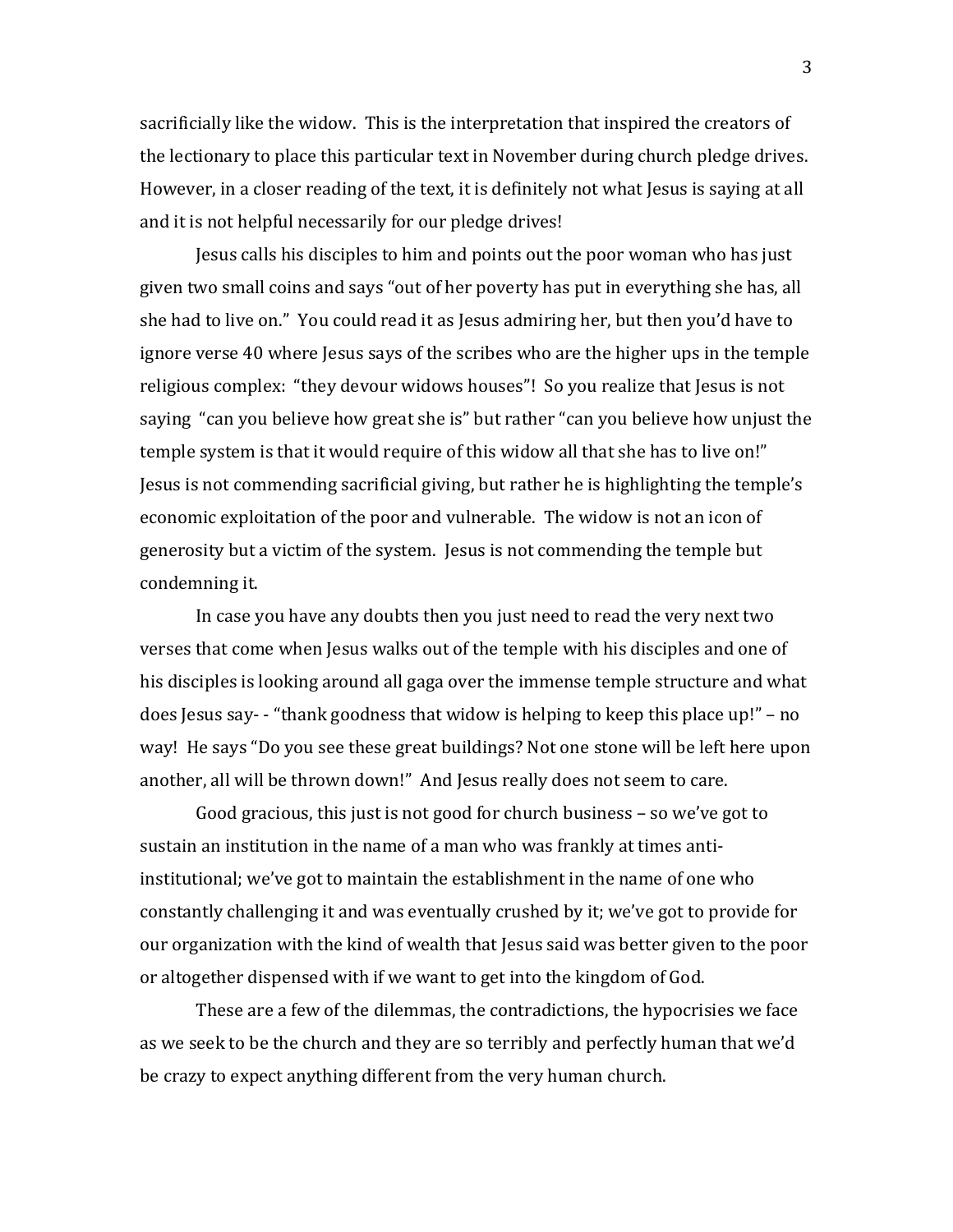sacrificially like the widow. This is the interpretation that inspired the creators of the lectionary to place this particular text in November during church pledge drives. However, in a closer reading of the text, it is definitely not what Jesus is saying at all and it is not helpful necessarily for our pledge drives!

Jesus calls his disciples to him and points out the poor woman who has just given two small coins and says "out of her poverty has put in everything she has, all she had to live on." You could read it as Jesus admiring her, but then you'd have to ignore verse 40 where Jesus says of the scribes who are the higher ups in the temple religious complex: "they devour widows houses"! So you realize that Jesus is not saying "can you believe how great she is" but rather "can you believe how unjust the temple system is that it would require of this widow all that she has to live on!" Jesus is not commending sacrificial giving, but rather he is highlighting the temple's economic exploitation of the poor and vulnerable. The widow is not an icon of generosity but a victim of the system. Jesus is not commending the temple but condemning it.

In case you have any doubts then you just need to read the very next two verses that come when Jesus walks out of the temple with his disciples and one of his disciples is looking around all gaga over the immense temple structure and what does Jesus say- - "thank goodness that widow is helping to keep this place up!" – no way! He says "Do you see these great buildings? Not one stone will be left here upon another, all will be thrown down!" And Jesus really does not seem to care.

Good gracious, this just is not good for church business – so we've got to sustain an institution in the name of a man who was frankly at times anti-institutional; we've got to maintain the establishment in the name of one who constantly challenging it and was eventually crushed by it; we've got to provide for our organization with the kind of wealth that Jesus said was better given to the poor or altogether dispensed with if we want to get into the kingdom of God.

These are a few of the dilemmas, the contradictions, the hypocrisies we face as we seek to be the church and they are so terribly and perfectly human that we'd be crazy to expect anything different from the very human church.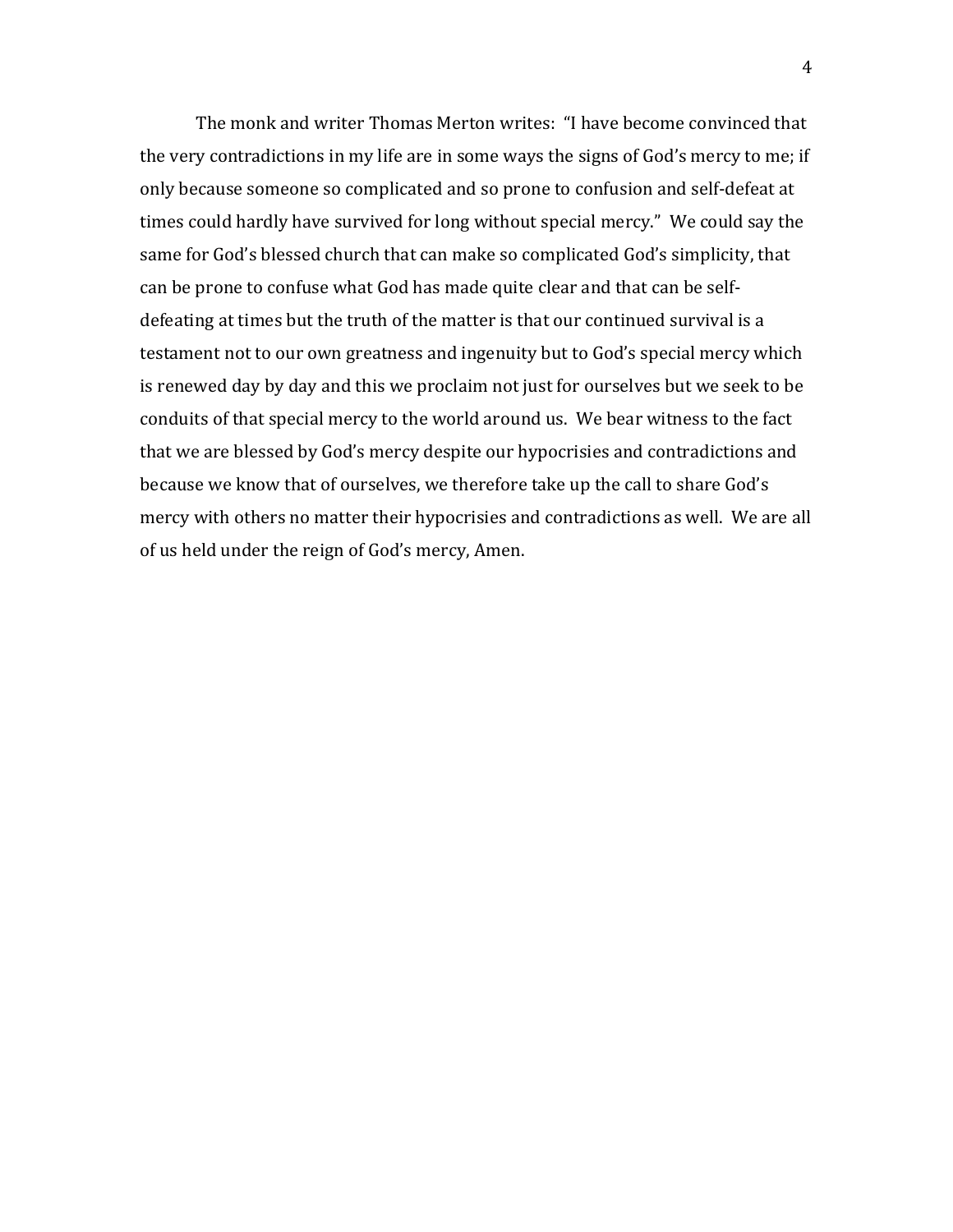The monk and writer Thomas Merton writes: "I have become convinced that the very contradictions in my life are in some ways the signs of God's mercy to me; if only because someone so complicated and so prone to confusion and self-defeat at times could hardly have survived for long without special mercy." We could say the same for God's blessed church that can make so complicated God's simplicity, that can be prone to confuse what God has made quite clear and that can be self-defeating at times but the truth of the matter is that our continued survival is a testament not to our own greatness and ingenuity but to God's special mercy which is renewed day by day and this we proclaim not just for ourselves but we seek to be conduits of that special mercy to the world around us. We bear witness to the fact that we are blessed by God's mercy despite our hypocrisies and contradictions and because we know that of ourselves, we therefore take up the call to share God's mercy with others no matter their hypocrisies and contradictions as well. We are all of us held under the reign of God's mercy, Amen.